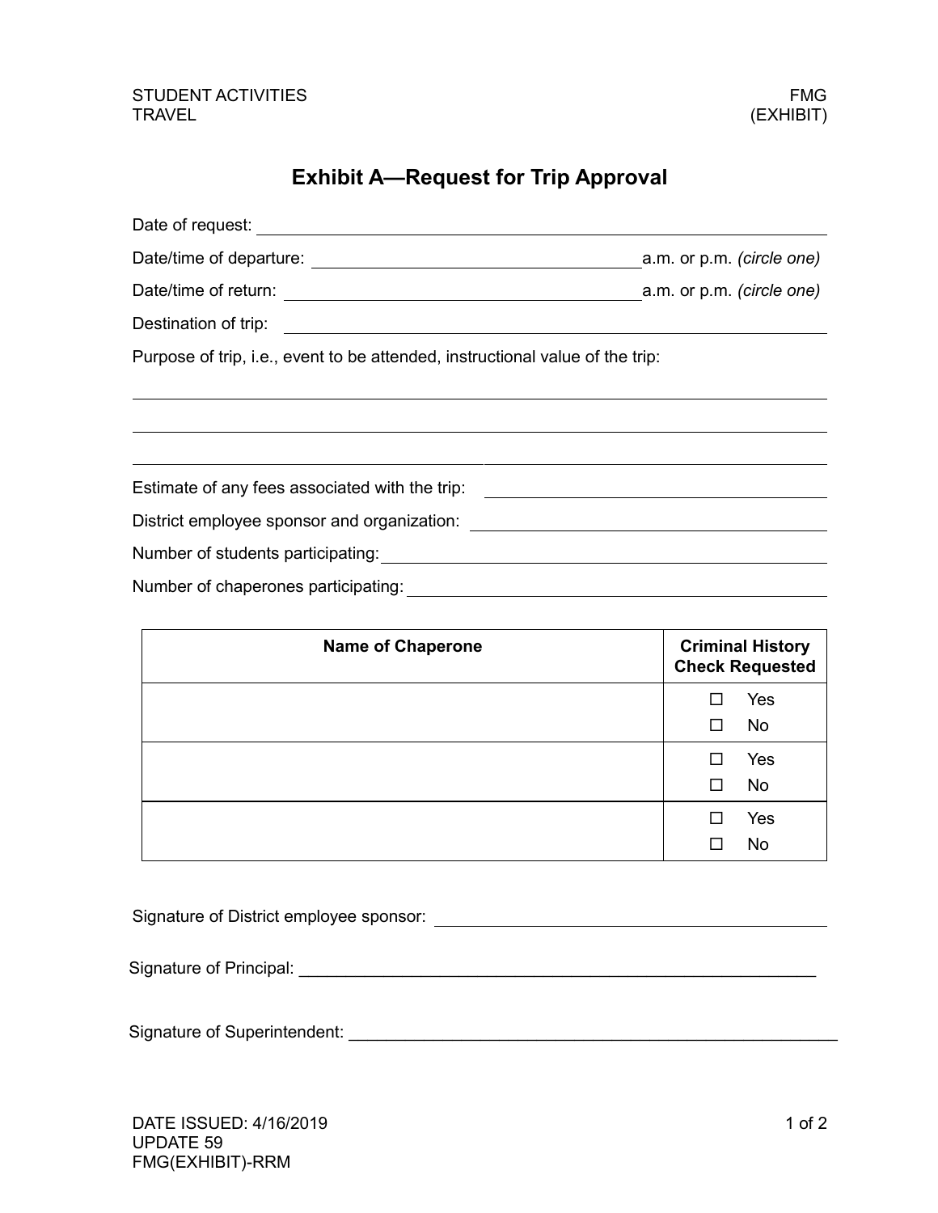# Exhibit A—Request for Trip Approval

Date of request: ______________________________________________

Date/time of departure: ______________________________ a.m. or p.m. *(circle one)*

Date/time of return: ______________________________ a.m. or p.m. *(circle one)*

Destination of trip: ______________________________________________

Purpose of trip, i.e., event to be attended, instructional value of the trip:

______________________________________________

______________________________________________

______________________________________________

Estimate of any fees associated with the trip: ______________________________

District employee sponsor and organization: ______________________________

Number of students participating: ______________________________

Number of chaperones participating: ______________________________

| Name of Chaperone | Criminal History Check Requested |
| --- | --- |
| | ☐ Yes<br>☐ No |
| | ☐ Yes<br>☐ No |
| | ☐ Yes<br>☐ No |

Signature of District employee sponsor: ______________________________

Signature of Principal: ______________________________

Signature of Superintendent: ______________________________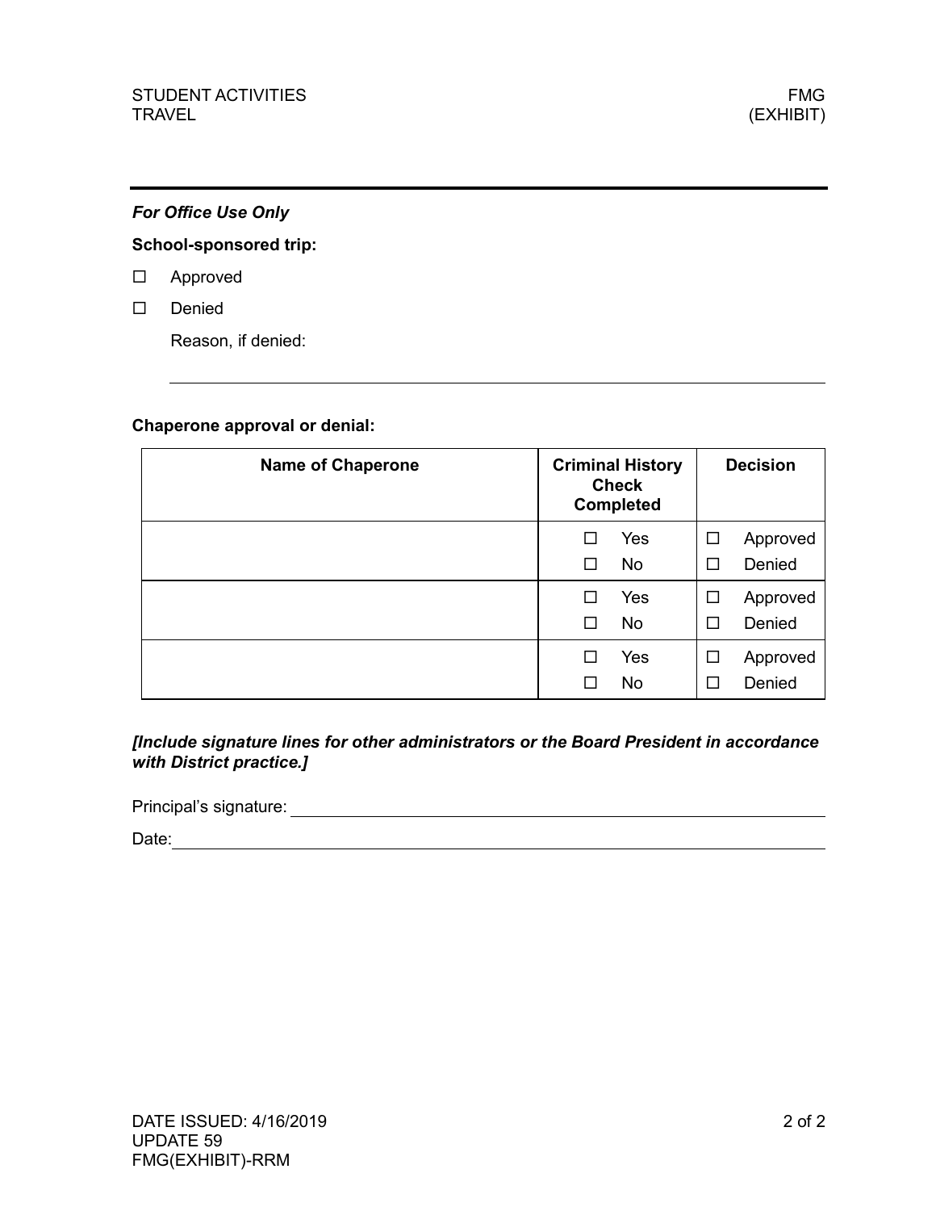*For Office Use Only*

**School-sponsored trip:**

☐ Approved

☐ Denied

Reason, if denied:

_______________________________________________

**Chaperone approval or denial:**

| Name of Chaperone | Criminal History Check Completed | Decision |
|---|---|---|
| | ☐ Yes<br>☐ No | ☐ Approved<br>☐ Denied |
| | ☐ Yes<br>☐ No | ☐ Approved<br>☐ Denied |
| | ☐ Yes<br>☐ No | ☐ Approved<br>☐ Denied |

***[Include signature lines for other administrators or the Board President in accordance with District practice.]***

Principal's signature: _______________________________________________

Date: _______________________________________________

DATE ISSUED: 4/16/2019
UPDATE 59
FMG(EXHIBIT)-RRM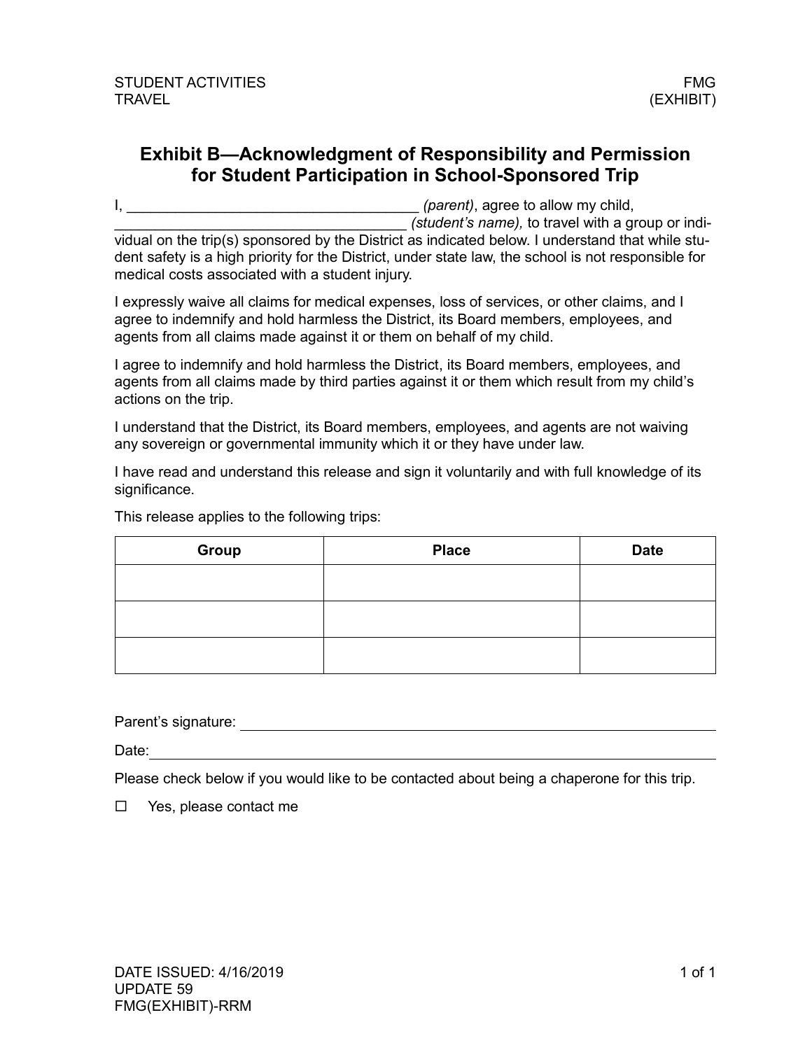# Exhibit B—Acknowledgment of Responsibility and Permission for Student Participation in School-Sponsored Trip

I, ___________________________________ *(parent)*, agree to allow my child, ___________________________________ *(student's name),* to travel with a group or individual on the trip(s) sponsored by the District as indicated below. I understand that while student safety is a high priority for the District, under state law, the school is not responsible for medical costs associated with a student injury.

I expressly waive all claims for medical expenses, loss of services, or other claims, and I agree to indemnify and hold harmless the District, its Board members, employees, and agents from all claims made against it or them on behalf of my child.

I agree to indemnify and hold harmless the District, its Board members, employees, and agents from all claims made by third parties against it or them which result from my child's actions on the trip.

I understand that the District, its Board members, employees, and agents are not waiving any sovereign or governmental immunity which it or they have under law.

I have read and understand this release and sign it voluntarily and with full knowledge of its significance.

This release applies to the following trips:

| Group | Place | Date |
|---|---|---|
| | | |
| | | |
| | | |

Parent's signature: ___________________________________

Date: ___________________________________

Please check below if you would like to be contacted about being a chaperone for this trip.

☐ Yes, please contact me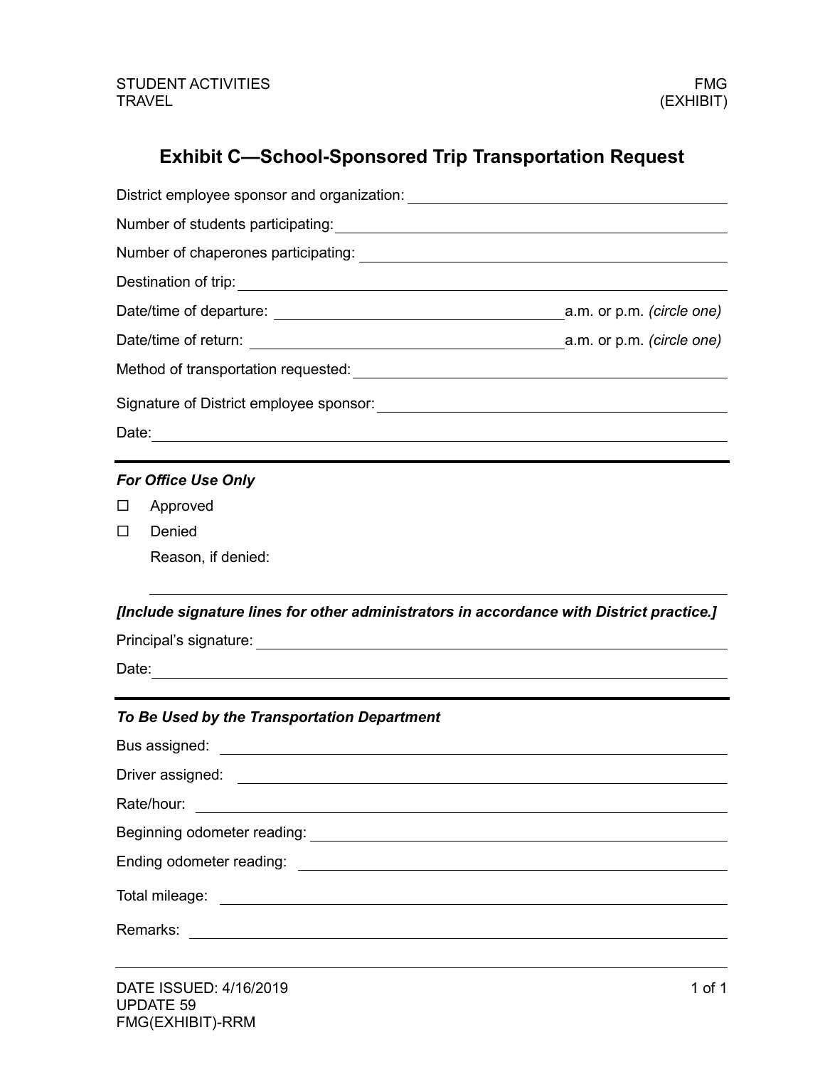# Exhibit C—School-Sponsored Trip Transportation Request

District employee sponsor and organization: ______________________________

Number of students participating: ______________________________

Number of chaperones participating: ______________________________

Destination of trip: ______________________________

Date/time of departure: ______________________________ a.m. or p.m. *(circle one)*

Date/time of return: ______________________________ a.m. or p.m. *(circle one)*

Method of transportation requested: ______________________________

Signature of District employee sponsor: ______________________________

Date: ______________________________

---

***For Office Use Only***

☐ Approved

☐ Denied

Reason, if denied:

______________________________

***[Include signature lines for other administrators in accordance with District practice.]***

Principal's signature: ______________________________

Date: ______________________________

---

***To Be Used by the Transportation Department***

Bus assigned: ______________________________

Driver assigned: ______________________________

Rate/hour: ______________________________

Beginning odometer reading: ______________________________

Ending odometer reading: ______________________________

Total mileage: ______________________________

Remarks: ______________________________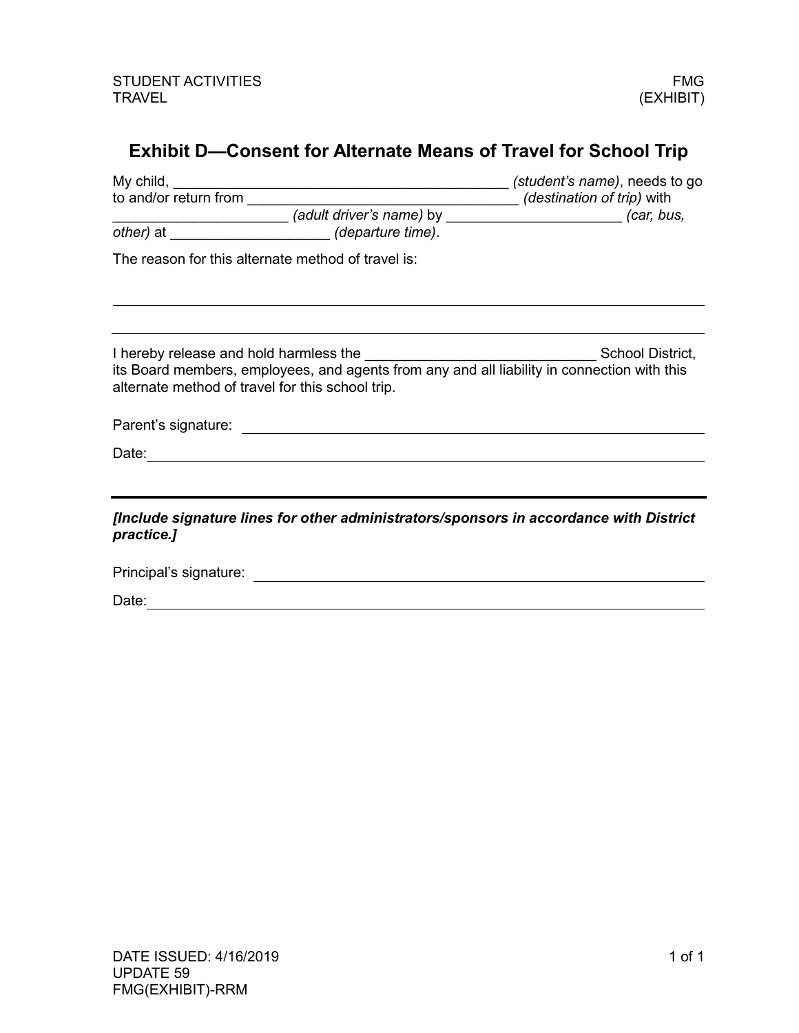# Exhibit D—Consent for Alternate Means of Travel for School Trip

My child, __________________________________________ *(student's name)*, needs to go to and/or return from ____________________________________ *(destination of trip)* with ______________________ *(adult driver's name)* by ______________________ *(car, bus, other)* at ____________________ *(departure time)*.

The reason for this alternate method of travel is:

______________________________________________________________________________

______________________________________________________________________________

I hereby release and hold harmless the ______________________________ School District, its Board members, employees, and agents from any and all liability in connection with this alternate method of travel for this school trip.

Parent's signature: ____________________________________________________________

Date: ________________________________________________________________________

---

***[Include signature lines for other administrators/sponsors in accordance with District practice.]***

Principal's signature: __________________________________________________________

Date: ________________________________________________________________________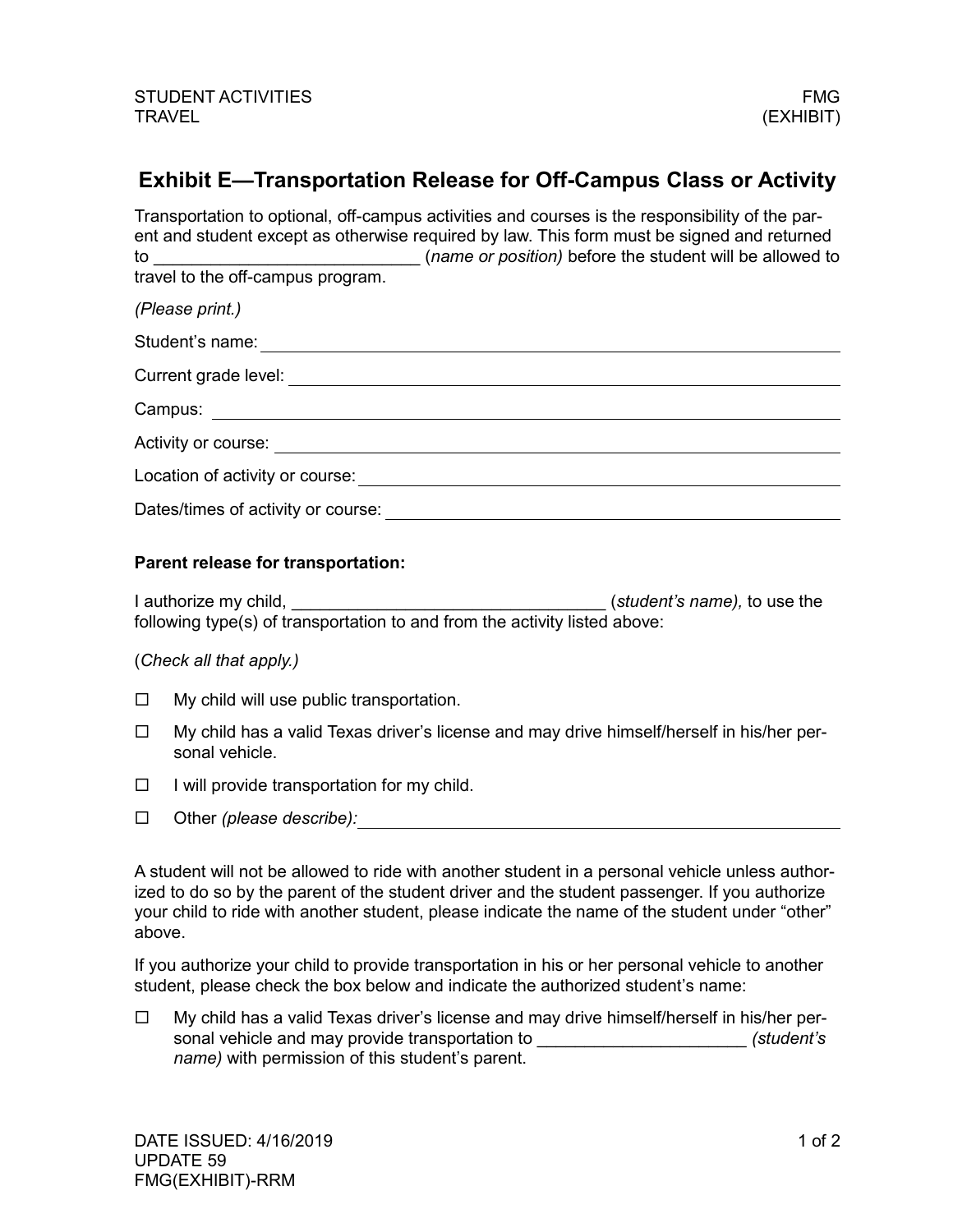STUDENT ACTIVITIES
TRAVEL

FMG
(EXHIBIT)

## Exhibit E—Transportation Release for Off-Campus Class or Activity

Transportation to optional, off-campus activities and courses is the responsibility of the parent and student except as otherwise required by law. This form must be signed and returned to ___________________________ (*name or position)* before the student will be allowed to travel to the off-campus program.

*(Please print.)*

Student's name: ____________________________________________

Current grade level: ____________________________________________

Campus: ____________________________________________

Activity or course: ____________________________________________

Location of activity or course: ____________________________________________

Dates/times of activity or course: ____________________________________________

**Parent release for transportation:**

I authorize my child, _________________________________ (*student's name),* to use the following type(s) of transportation to and from the activity listed above:

(*Check all that apply.)*

- ☐ My child will use public transportation.
- ☐ My child has a valid Texas driver's license and may drive himself/herself in his/her personal vehicle.
- ☐ I will provide transportation for my child.
- ☐ Other *(please describe):* ____________________________________________

A student will not be allowed to ride with another student in a personal vehicle unless authorized to do so by the parent of the student driver and the student passenger. If you authorize your child to ride with another student, please indicate the name of the student under "other" above.

If you authorize your child to provide transportation in his or her personal vehicle to another student, please check the box below and indicate the authorized student's name:

- ☐ My child has a valid Texas driver's license and may drive himself/herself in his/her personal vehicle and may provide transportation to ______________________ *(student's name)* with permission of this student's parent.

DATE ISSUED: 4/16/2019
UPDATE 59
FMG(EXHIBIT)-RRM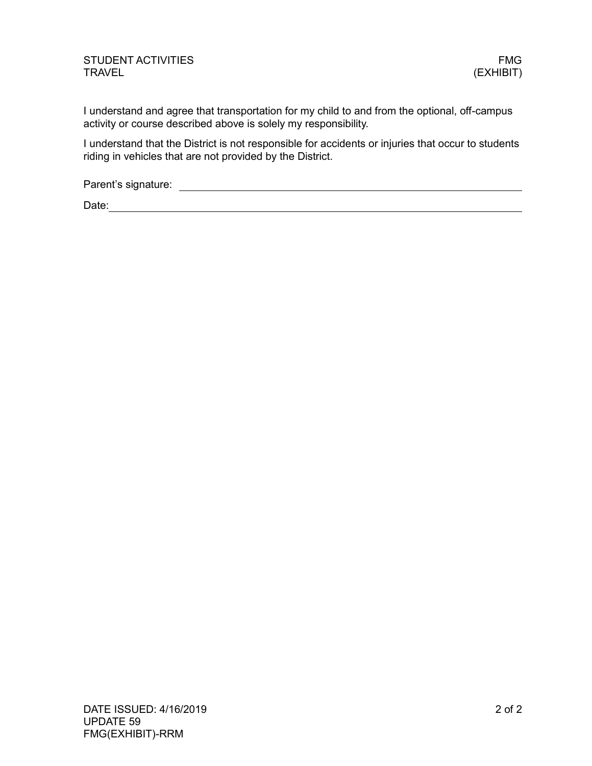I understand and agree that transportation for my child to and from the optional, off-campus activity or course described above is solely my responsibility.

I understand that the District is not responsible for accidents or injuries that occur to students riding in vehicles that are not provided by the District.

Parent's signature: ______________________________________________

Date: ______________________________________________